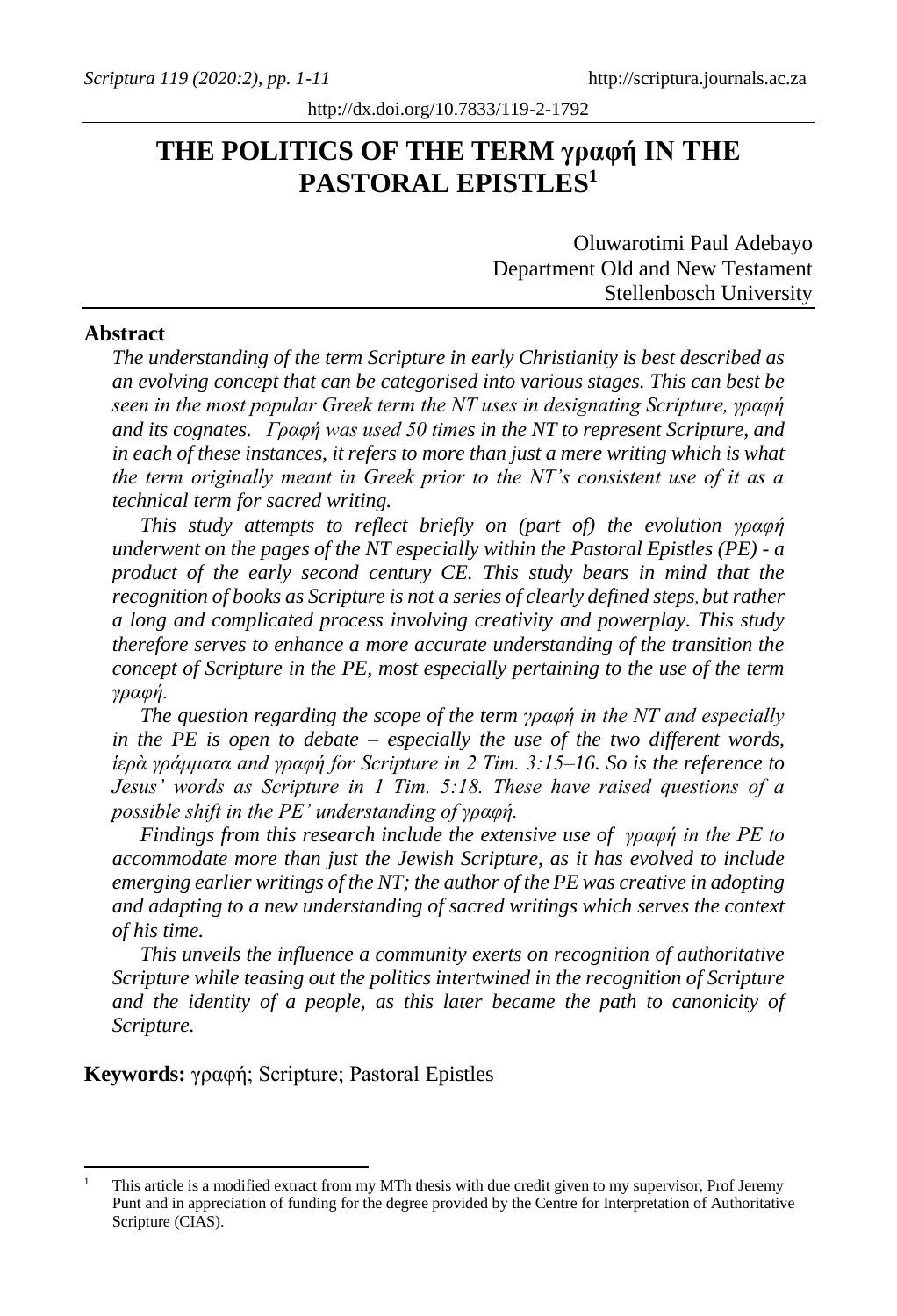# THE POLITICS OF THE TERM γραφή IN THE PASTORAL EPISTLES[1]

Oluwarotimi Paul Adebayo
Department Old and New Testament
Stellenbosch University

## Abstract

*The understanding of the term Scripture in early Christianity is best described as an evolving concept that can be categorised into various stages. This can best be seen in the most popular Greek term the NT uses in designating Scripture, γραφή and its cognates. Γραφή was used 50 times in the NT to represent Scripture, and in each of these instances, it refers to more than just a mere writing which is what the term originally meant in Greek prior to the NT's consistent use of it as a technical term for sacred writing.*

*This study attempts to reflect briefly on (part of) the evolution γραφή underwent on the pages of the NT especially within the Pastoral Epistles (PE) - a product of the early second century CE. This study bears in mind that the recognition of books as Scripture is not a series of clearly defined steps, but rather a long and complicated process involving creativity and powerplay. This study therefore serves to enhance a more accurate understanding of the transition the concept of Scripture in the PE, most especially pertaining to the use of the term γραφή.*

*The question regarding the scope of the term γραφή in the NT and especially in the PE is open to debate – especially the use of the two different words, ἱερὰ γράμματα and γραφή for Scripture in 2 Tim. 3:15–16. So is the reference to Jesus' words as Scripture in 1 Tim. 5:18. These have raised questions of a possible shift in the PE' understanding of γραφή.*

*Findings from this research include the extensive use of γραφή in the PE to accommodate more than just the Jewish Scripture, as it has evolved to include emerging earlier writings of the NT; the author of the PE was creative in adopting and adapting to a new understanding of sacred writings which serves the context of his time.*

*This unveils the influence a community exerts on recognition of authoritative Scripture while teasing out the politics intertwined in the recognition of Scripture and the identity of a people, as this later became the path to canonicity of Scripture.*

**Keywords:** γραφή; Scripture; Pastoral Epistles

---

[1] This article is a modified extract from my MTh thesis with due credit given to my supervisor, Prof Jeremy Punt and in appreciation of funding for the degree provided by the Centre for Interpretation of Authoritative Scripture (CIAS).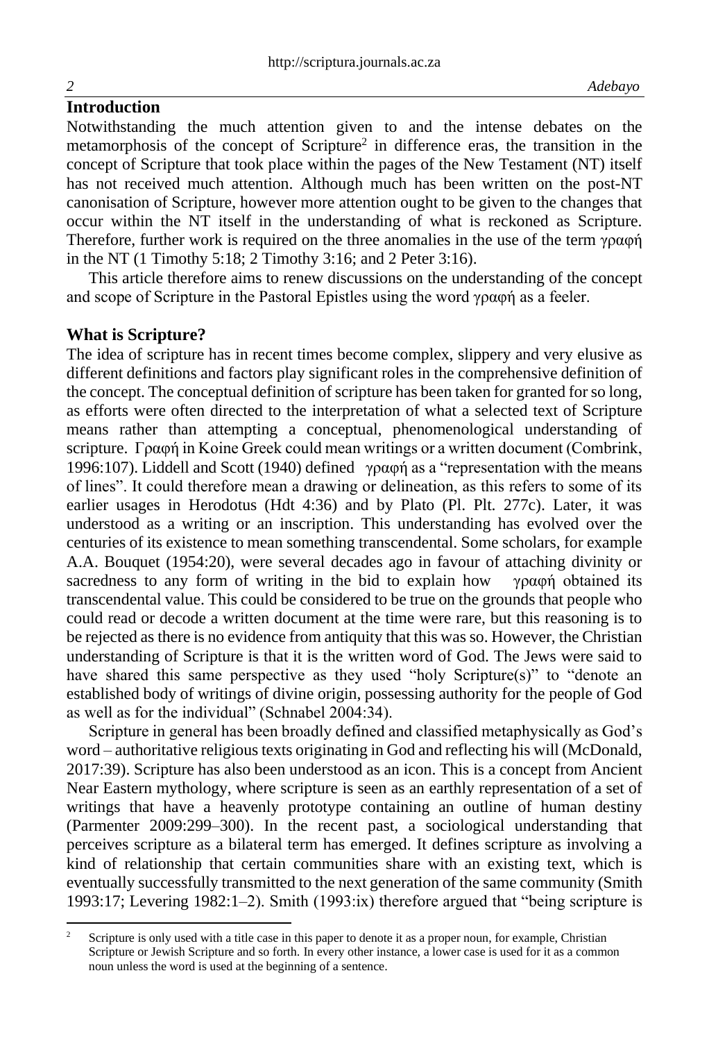## Introduction

Notwithstanding the much attention given to and the intense debates on the metamorphosis of the concept of Scripture[2] in difference eras, the transition in the concept of Scripture that took place within the pages of the New Testament (NT) itself has not received much attention. Although much has been written on the post-NT canonisation of Scripture, however more attention ought to be given to the changes that occur within the NT itself in the understanding of what is reckoned as Scripture. Therefore, further work is required on the three anomalies in the use of the term γραφή in the NT (1 Timothy 5:18; 2 Timothy 3:16; and 2 Peter 3:16).

This article therefore aims to renew discussions on the understanding of the concept and scope of Scripture in the Pastoral Epistles using the word γραφή as a feeler.

## What is Scripture?

The idea of scripture has in recent times become complex, slippery and very elusive as different definitions and factors play significant roles in the comprehensive definition of the concept. The conceptual definition of scripture has been taken for granted for so long, as efforts were often directed to the interpretation of what a selected text of Scripture means rather than attempting a conceptual, phenomenological understanding of scripture. Γραφή in Koine Greek could mean writings or a written document (Combrink, 1996:107). Liddell and Scott (1940) defined γραφή as a "representation with the means of lines". It could therefore mean a drawing or delineation, as this refers to some of its earlier usages in Herodotus (Hdt 4:36) and by Plato (Pl. Plt. 277c). Later, it was understood as a writing or an inscription. This understanding has evolved over the centuries of its existence to mean something transcendental. Some scholars, for example A.A. Bouquet (1954:20), were several decades ago in favour of attaching divinity or sacredness to any form of writing in the bid to explain how γραφή obtained its transcendental value. This could be considered to be true on the grounds that people who could read or decode a written document at the time were rare, but this reasoning is to be rejected as there is no evidence from antiquity that this was so. However, the Christian understanding of Scripture is that it is the written word of God. The Jews were said to have shared this same perspective as they used "holy Scripture(s)" to "denote an established body of writings of divine origin, possessing authority for the people of God as well as for the individual" (Schnabel 2004:34).

Scripture in general has been broadly defined and classified metaphysically as God's word – authoritative religious texts originating in God and reflecting his will (McDonald, 2017:39). Scripture has also been understood as an icon. This is a concept from Ancient Near Eastern mythology, where scripture is seen as an earthly representation of a set of writings that have a heavenly prototype containing an outline of human destiny (Parmenter 2009:299–300). In the recent past, a sociological understanding that perceives scripture as a bilateral term has emerged. It defines scripture as involving a kind of relationship that certain communities share with an existing text, which is eventually successfully transmitted to the next generation of the same community (Smith 1993:17; Levering 1982:1–2). Smith (1993:ix) therefore argued that "being scripture is

[2] Scripture is only used with a title case in this paper to denote it as a proper noun, for example, Christian Scripture or Jewish Scripture and so forth. In every other instance, a lower case is used for it as a common noun unless the word is used at the beginning of a sentence.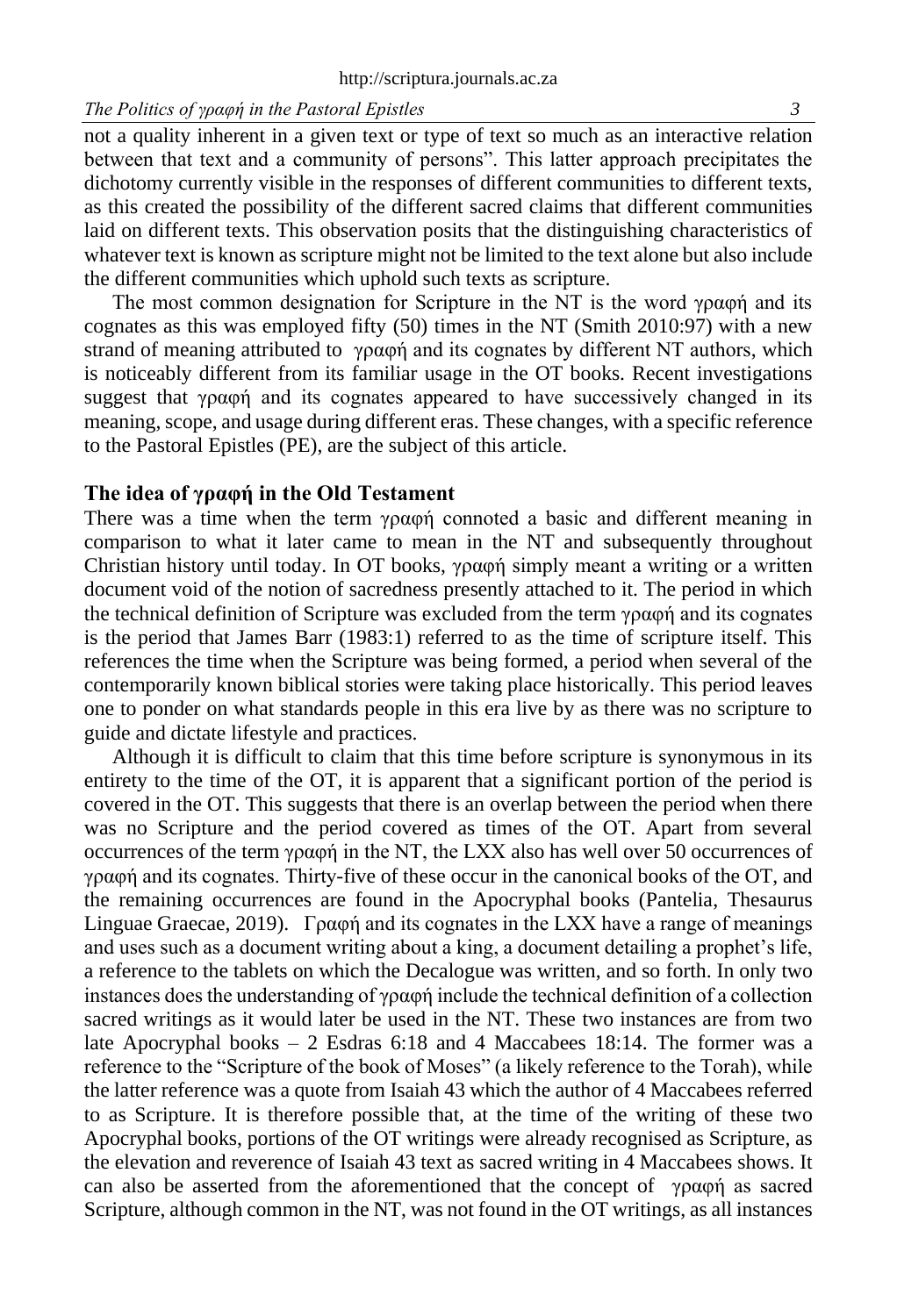not a quality inherent in a given text or type of text so much as an interactive relation between that text and a community of persons". This latter approach precipitates the dichotomy currently visible in the responses of different communities to different texts, as this created the possibility of the different sacred claims that different communities laid on different texts. This observation posits that the distinguishing characteristics of whatever text is known as scripture might not be limited to the text alone but also include the different communities which uphold such texts as scripture.

The most common designation for Scripture in the NT is the word γραφή and its cognates as this was employed fifty (50) times in the NT (Smith 2010:97) with a new strand of meaning attributed to γραφή and its cognates by different NT authors, which is noticeably different from its familiar usage in the OT books. Recent investigations suggest that γραφή and its cognates appeared to have successively changed in its meaning, scope, and usage during different eras. These changes, with a specific reference to the Pastoral Epistles (PE), are the subject of this article.

## The idea of γραφή in the Old Testament

There was a time when the term γραφή connoted a basic and different meaning in comparison to what it later came to mean in the NT and subsequently throughout Christian history until today. In OT books, γραφή simply meant a writing or a written document void of the notion of sacredness presently attached to it. The period in which the technical definition of Scripture was excluded from the term γραφή and its cognates is the period that James Barr (1983:1) referred to as the time of scripture itself. This references the time when the Scripture was being formed, a period when several of the contemporarily known biblical stories were taking place historically. This period leaves one to ponder on what standards people in this era live by as there was no scripture to guide and dictate lifestyle and practices.

Although it is difficult to claim that this time before scripture is synonymous in its entirety to the time of the OT, it is apparent that a significant portion of the period is covered in the OT. This suggests that there is an overlap between the period when there was no Scripture and the period covered as times of the OT. Apart from several occurrences of the term γραφή in the NT, the LXX also has well over 50 occurrences of γραφή and its cognates. Thirty-five of these occur in the canonical books of the OT, and the remaining occurrences are found in the Apocryphal books (Pantelia, Thesaurus Linguae Graecae, 2019). Γραφή and its cognates in the LXX have a range of meanings and uses such as a document writing about a king, a document detailing a prophet's life, a reference to the tablets on which the Decalogue was written, and so forth. In only two instances does the understanding of γραφή include the technical definition of a collection sacred writings as it would later be used in the NT. These two instances are from two late Apocryphal books – 2 Esdras 6:18 and 4 Maccabees 18:14. The former was a reference to the "Scripture of the book of Moses" (a likely reference to the Torah), while the latter reference was a quote from Isaiah 43 which the author of 4 Maccabees referred to as Scripture. It is therefore possible that, at the time of the writing of these two Apocryphal books, portions of the OT writings were already recognised as Scripture, as the elevation and reverence of Isaiah 43 text as sacred writing in 4 Maccabees shows. It can also be asserted from the aforementioned that the concept of γραφή as sacred Scripture, although common in the NT, was not found in the OT writings, as all instances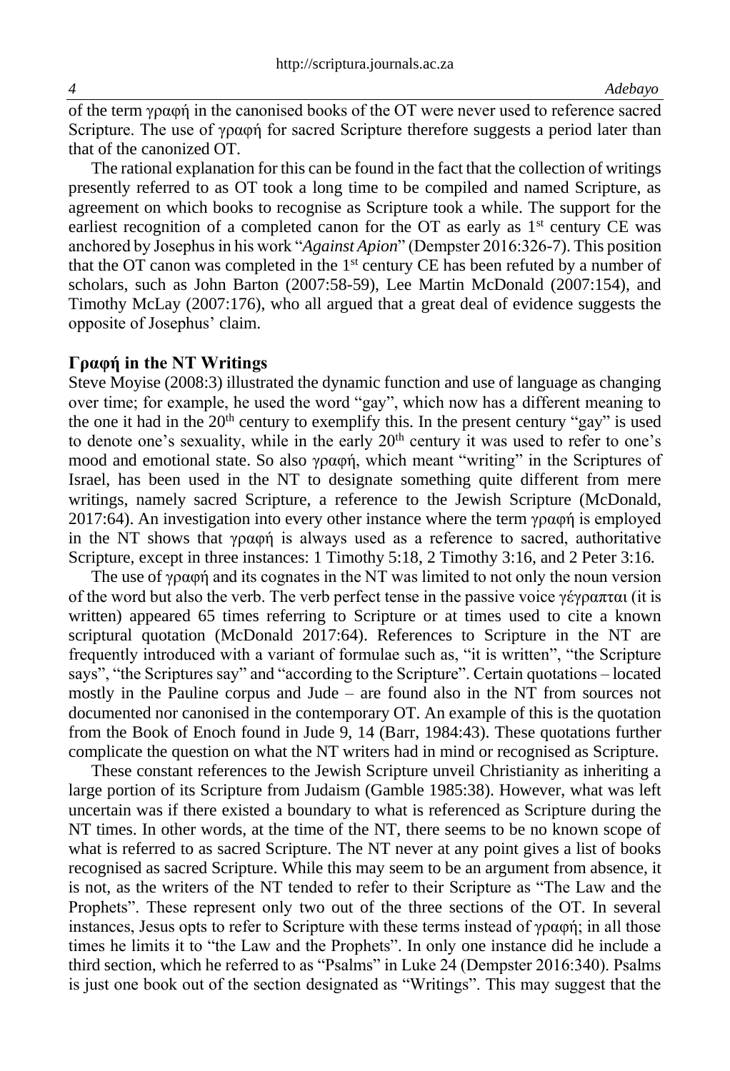of the term γραφή in the canonised books of the OT were never used to reference sacred Scripture. The use of γραφή for sacred Scripture therefore suggests a period later than that of the canonized OT.

The rational explanation for this can be found in the fact that the collection of writings presently referred to as OT took a long time to be compiled and named Scripture, as agreement on which books to recognise as Scripture took a while. The support for the earliest recognition of a completed canon for the OT as early as 1st century CE was anchored by Josephus in his work "*Against Apion*" (Dempster 2016:326-7). This position that the OT canon was completed in the 1st century CE has been refuted by a number of scholars, such as John Barton (2007:58-59), Lee Martin McDonald (2007:154), and Timothy McLay (2007:176), who all argued that a great deal of evidence suggests the opposite of Josephus' claim.

## Γραφή in the NT Writings

Steve Moyise (2008:3) illustrated the dynamic function and use of language as changing over time; for example, he used the word "gay", which now has a different meaning to the one it had in the 20th century to exemplify this. In the present century "gay" is used to denote one's sexuality, while in the early 20th century it was used to refer to one's mood and emotional state. So also γραφή, which meant "writing" in the Scriptures of Israel, has been used in the NT to designate something quite different from mere writings, namely sacred Scripture, a reference to the Jewish Scripture (McDonald, 2017:64). An investigation into every other instance where the term γραφή is employed in the NT shows that γραφή is always used as a reference to sacred, authoritative Scripture, except in three instances: 1 Timothy 5:18, 2 Timothy 3:16, and 2 Peter 3:16.

The use of γραφή and its cognates in the NT was limited to not only the noun version of the word but also the verb. The verb perfect tense in the passive voice γέγραπται (it is written) appeared 65 times referring to Scripture or at times used to cite a known scriptural quotation (McDonald 2017:64). References to Scripture in the NT are frequently introduced with a variant of formulae such as, "it is written", "the Scripture says", "the Scriptures say" and "according to the Scripture". Certain quotations – located mostly in the Pauline corpus and Jude – are found also in the NT from sources not documented nor canonised in the contemporary OT. An example of this is the quotation from the Book of Enoch found in Jude 9, 14 (Barr, 1984:43). These quotations further complicate the question on what the NT writers had in mind or recognised as Scripture.

These constant references to the Jewish Scripture unveil Christianity as inheriting a large portion of its Scripture from Judaism (Gamble 1985:38). However, what was left uncertain was if there existed a boundary to what is referenced as Scripture during the NT times. In other words, at the time of the NT, there seems to be no known scope of what is referred to as sacred Scripture. The NT never at any point gives a list of books recognised as sacred Scripture. While this may seem to be an argument from absence, it is not, as the writers of the NT tended to refer to their Scripture as "The Law and the Prophets". These represent only two out of the three sections of the OT. In several instances, Jesus opts to refer to Scripture with these terms instead of γραφή; in all those times he limits it to "the Law and the Prophets". In only one instance did he include a third section, which he referred to as "Psalms" in Luke 24 (Dempster 2016:340). Psalms is just one book out of the section designated as "Writings". This may suggest that the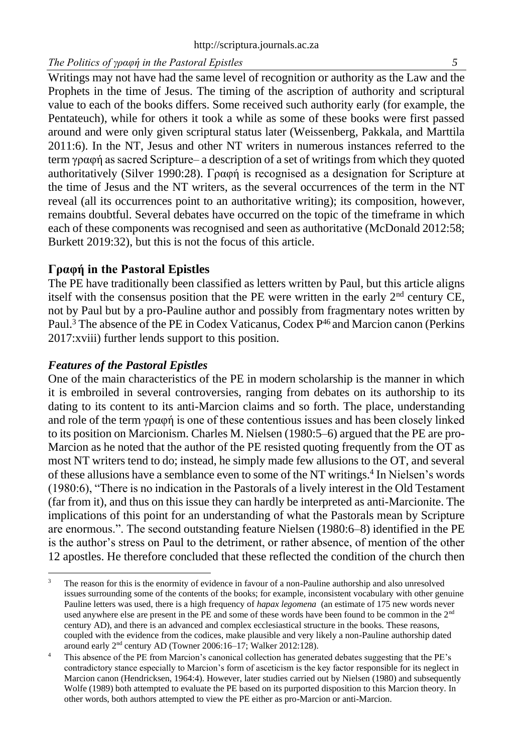Writings may not have had the same level of recognition or authority as the Law and the Prophets in the time of Jesus. The timing of the ascription of authority and scriptural value to each of the books differs. Some received such authority early (for example, the Pentateuch), while for others it took a while as some of these books were first passed around and were only given scriptural status later (Weissenberg, Pakkala, and Marttila 2011:6). In the NT, Jesus and other NT writers in numerous instances referred to the term γραφή as sacred Scripture– a description of a set of writings from which they quoted authoritatively (Silver 1990:28). Γραφή is recognised as a designation for Scripture at the time of Jesus and the NT writers, as the several occurrences of the term in the NT reveal (all its occurrences point to an authoritative writing); its composition, however, remains doubtful. Several debates have occurred on the topic of the timeframe in which each of these components was recognised and seen as authoritative (McDonald 2012:58; Burkett 2019:32), but this is not the focus of this article.

## Γραφή in the Pastoral Epistles

The PE have traditionally been classified as letters written by Paul, but this article aligns itself with the consensus position that the PE were written in the early 2nd century CE, not by Paul but by a pro-Pauline author and possibly from fragmentary notes written by Paul.[3] The absence of the PE in Codex Vaticanus, Codex P46 and Marcion canon (Perkins 2017:xviii) further lends support to this position.

### *Features of the Pastoral Epistles*

One of the main characteristics of the PE in modern scholarship is the manner in which it is embroiled in several controversies, ranging from debates on its authorship to its dating to its content to its anti-Marcion claims and so forth. The place, understanding and role of the term γραφή is one of these contentious issues and has been closely linked to its position on Marcionism. Charles M. Nielsen (1980:5–6) argued that the PE are pro-Marcion as he noted that the author of the PE resisted quoting frequently from the OT as most NT writers tend to do; instead, he simply made few allusions to the OT, and several of these allusions have a semblance even to some of the NT writings.[4] In Nielsen's words (1980:6), "There is no indication in the Pastorals of a lively interest in the Old Testament (far from it), and thus on this issue they can hardly be interpreted as anti-Marcionite. The implications of this point for an understanding of what the Pastorals mean by Scripture are enormous.". The second outstanding feature Nielsen (1980:6–8) identified in the PE is the author's stress on Paul to the detriment, or rather absence, of mention of the other 12 apostles. He therefore concluded that these reflected the condition of the church then

---

[3] The reason for this is the enormity of evidence in favour of a non-Pauline authorship and also unresolved issues surrounding some of the contents of the books; for example, inconsistent vocabulary with other genuine Pauline letters was used, there is a high frequency of *hapax legomena* (an estimate of 175 new words never used anywhere else are present in the PE and some of these words have been found to be common in the 2nd century AD), and there is an advanced and complex ecclesiastical structure in the books. These reasons, coupled with the evidence from the codices, make plausible and very likely a non-Pauline authorship dated around early 2nd century AD (Towner 2006:16–17; Walker 2012:128).

[4] This absence of the PE from Marcion's canonical collection has generated debates suggesting that the PE's contradictory stance especially to Marcion's form of asceticism is the key factor responsible for its neglect in Marcion canon (Hendricksen, 1964:4). However, later studies carried out by Nielsen (1980) and subsequently Wolfe (1989) both attempted to evaluate the PE based on its purported disposition to this Marcion theory. In other words, both authors attempted to view the PE either as pro-Marcion or anti-Marcion.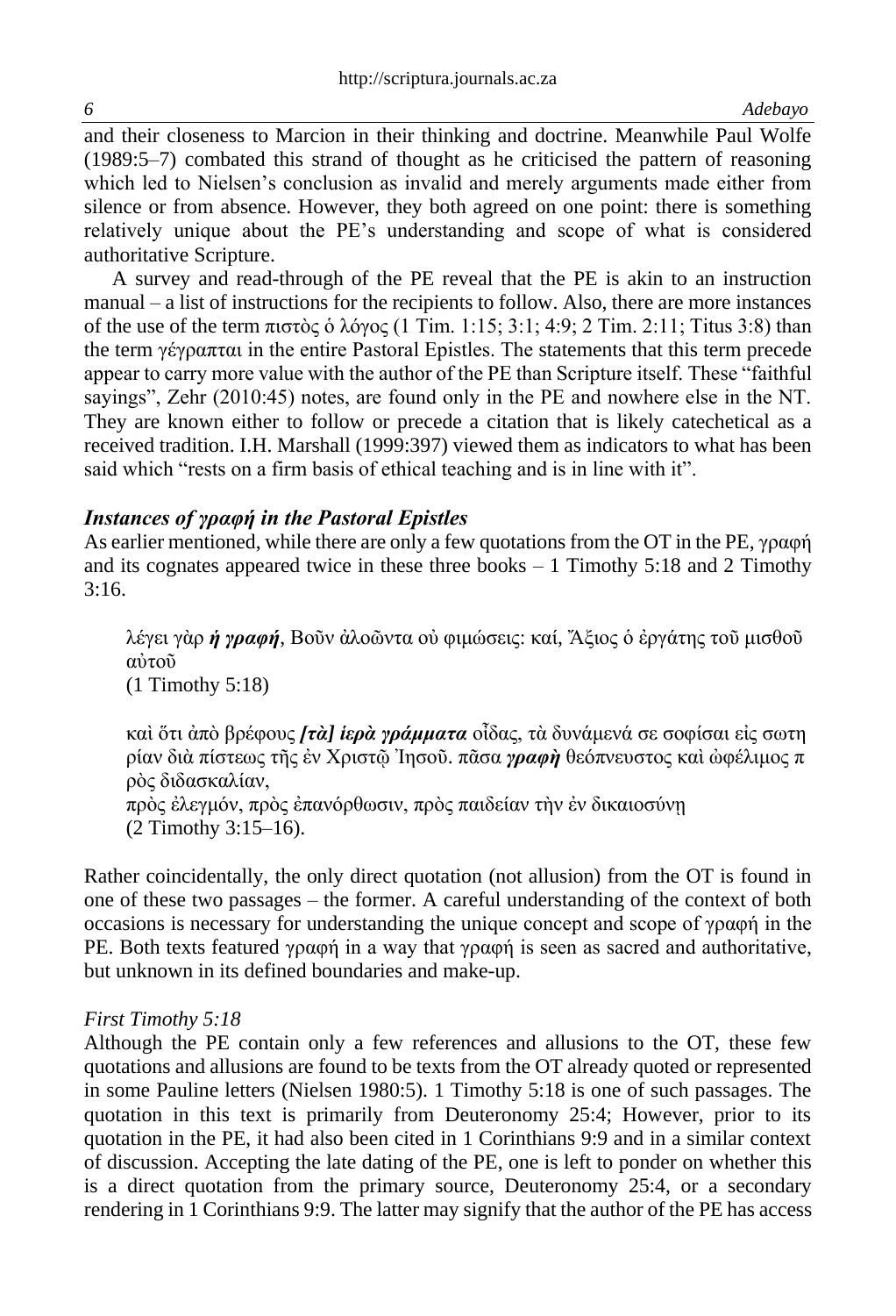and their closeness to Marcion in their thinking and doctrine. Meanwhile Paul Wolfe (1989:5–7) combated this strand of thought as he criticised the pattern of reasoning which led to Nielsen's conclusion as invalid and merely arguments made either from silence or from absence. However, they both agreed on one point: there is something relatively unique about the PE's understanding and scope of what is considered authoritative Scripture.

A survey and read-through of the PE reveal that the PE is akin to an instruction manual – a list of instructions for the recipients to follow. Also, there are more instances of the use of the term πιστὸς ὁ λόγος (1 Tim. 1:15; 3:1; 4:9; 2 Tim. 2:11; Titus 3:8) than the term γέγραπται in the entire Pastoral Epistles. The statements that this term precede appear to carry more value with the author of the PE than Scripture itself. These "faithful sayings", Zehr (2010:45) notes, are found only in the PE and nowhere else in the NT. They are known either to follow or precede a citation that is likely catechetical as a received tradition. I.H. Marshall (1999:397) viewed them as indicators to what has been said which "rests on a firm basis of ethical teaching and is in line with it".

### *Instances of γραφή in the Pastoral Epistles*

As earlier mentioned, while there are only a few quotations from the OT in the PE, γραφή and its cognates appeared twice in these three books – 1 Timothy 5:18 and 2 Timothy 3:16.

> λέγει γὰρ ***ἡ γραφή***, Βοῦν ἀλοῶντα οὐ φιμώσεις: καί, Ἄξιος ὁ ἐργάτης τοῦ μισθοῦ αὐτοῦ
> (1 Timothy 5:18)
>
> καὶ ὅτι ἀπὸ βρέφους ***[τὰ] ἱερὰ γράμματα*** οἶδας, τὰ δυνάμενά σε σοφίσαι εἰς σωτηρίαν διὰ πίστεως τῆς ἐν Χριστῷ Ἰησοῦ. πᾶσα ***γραφὴ*** θεόπνευστος καὶ ὠφέλιμος πρὸς διδασκαλίαν,
> πρὸς ἐλεγμόν, πρὸς ἐπανόρθωσιν, πρὸς παιδείαν τὴν ἐν δικαιοσύνῃ
> (2 Timothy 3:15–16).

Rather coincidentally, the only direct quotation (not allusion) from the OT is found in one of these two passages – the former. A careful understanding of the context of both occasions is necessary for understanding the unique concept and scope of γραφή in the PE. Both texts featured γραφή in a way that γραφή is seen as sacred and authoritative, but unknown in its defined boundaries and make-up.

#### *First Timothy 5:18*

Although the PE contain only a few references and allusions to the OT, these few quotations and allusions are found to be texts from the OT already quoted or represented in some Pauline letters (Nielsen 1980:5). 1 Timothy 5:18 is one of such passages. The quotation in this text is primarily from Deuteronomy 25:4; However, prior to its quotation in the PE, it had also been cited in 1 Corinthians 9:9 and in a similar context of discussion. Accepting the late dating of the PE, one is left to ponder on whether this is a direct quotation from the primary source, Deuteronomy 25:4, or a secondary rendering in 1 Corinthians 9:9. The latter may signify that the author of the PE has access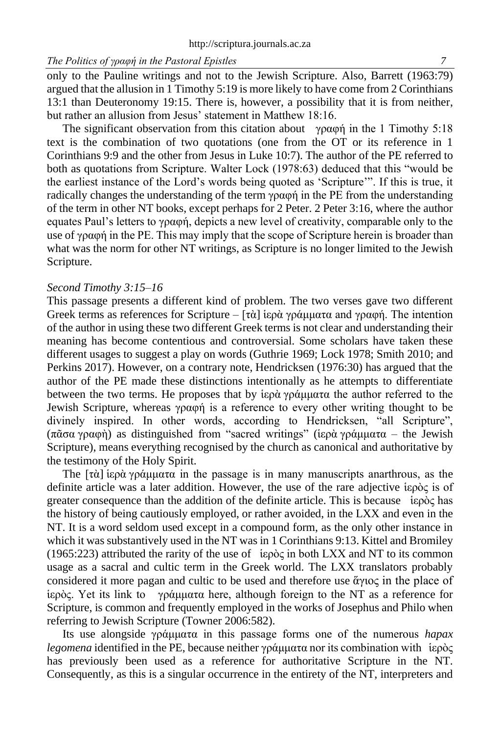only to the Pauline writings and not to the Jewish Scripture. Also, Barrett (1963:79) argued that the allusion in 1 Timothy 5:19 is more likely to have come from 2 Corinthians 13:1 than Deuteronomy 19:15. There is, however, a possibility that it is from neither, but rather an allusion from Jesus' statement in Matthew 18:16.

The significant observation from this citation about γραφή in the 1 Timothy 5:18 text is the combination of two quotations (one from the OT or its reference in 1 Corinthians 9:9 and the other from Jesus in Luke 10:7). The author of the PE referred to both as quotations from Scripture. Walter Lock (1978:63) deduced that this "would be the earliest instance of the Lord's words being quoted as 'Scripture'". If this is true, it radically changes the understanding of the term γραφή in the PE from the understanding of the term in other NT books, except perhaps for 2 Peter. 2 Peter 3:16, where the author equates Paul's letters to γραφή, depicts a new level of creativity, comparable only to the use of γραφή in the PE. This may imply that the scope of Scripture herein is broader than what was the norm for other NT writings, as Scripture is no longer limited to the Jewish Scripture.

*Second Timothy 3:15–16*

This passage presents a different kind of problem. The two verses gave two different Greek terms as references for Scripture – [τὰ] ἱερὰ γράμματα and γραφή. The intention of the author in using these two different Greek terms is not clear and understanding their meaning has become contentious and controversial. Some scholars have taken these different usages to suggest a play on words (Guthrie 1969; Lock 1978; Smith 2010; and Perkins 2017). However, on a contrary note, Hendricksen (1976:30) has argued that the author of the PE made these distinctions intentionally as he attempts to differentiate between the two terms. He proposes that by ἱερὰ γράμματα the author referred to the Jewish Scripture, whereas γραφή is a reference to every other writing thought to be divinely inspired. In other words, according to Hendricksen, "all Scripture", (πᾶσα γραφὴ) as distinguished from "sacred writings" (ἱερὰ γράμματα – the Jewish Scripture), means everything recognised by the church as canonical and authoritative by the testimony of the Holy Spirit.

The [τὰ] ἱερὰ γράμματα in the passage is in many manuscripts anarthrous, as the definite article was a later addition. However, the use of the rare adjective ἱερὸς is of greater consequence than the addition of the definite article. This is because ἱερὸς has the history of being cautiously employed, or rather avoided, in the LXX and even in the NT. It is a word seldom used except in a compound form, as the only other instance in which it was substantively used in the NT was in 1 Corinthians 9:13. Kittel and Bromiley (1965:223) attributed the rarity of the use of ἱερὸς in both LXX and NT to its common usage as a sacral and cultic term in the Greek world. The LXX translators probably considered it more pagan and cultic to be used and therefore use ἅγιος in the place of ἱερὸς. Yet its link to γράμματα here, although foreign to the NT as a reference for Scripture, is common and frequently employed in the works of Josephus and Philo when referring to Jewish Scripture (Towner 2006:582).

Its use alongside γράμματα in this passage forms one of the numerous *hapax legomena* identified in the PE, because neither γράμματα nor its combination with ἱερὸς has previously been used as a reference for authoritative Scripture in the NT. Consequently, as this is a singular occurrence in the entirety of the NT, interpreters and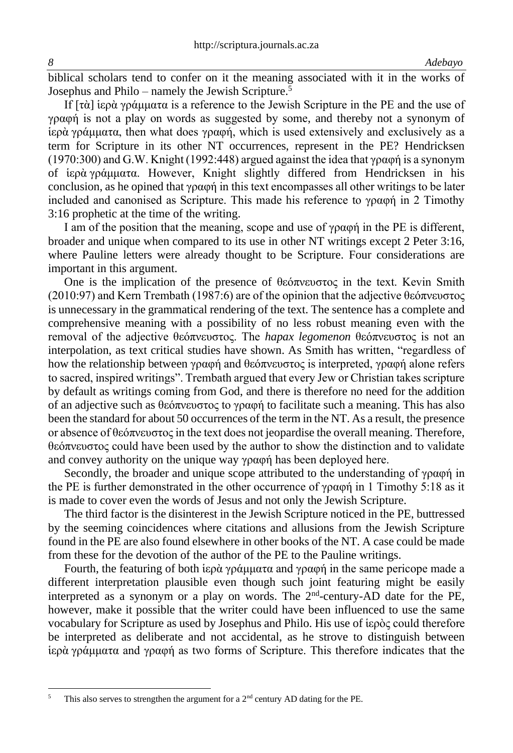biblical scholars tend to confer on it the meaning associated with it in the works of Josephus and Philo – namely the Jewish Scripture.[5]

If [τὰ] ἱερὰ γράμματα is a reference to the Jewish Scripture in the PE and the use of γραφή is not a play on words as suggested by some, and thereby not a synonym of ἱερὰ γράμματα, then what does γραφή, which is used extensively and exclusively as a term for Scripture in its other NT occurrences, represent in the PE? Hendricksen (1970:300) and G.W. Knight (1992:448) argued against the idea that γραφή is a synonym of ἱερὰ γράμματα. However, Knight slightly differed from Hendricksen in his conclusion, as he opined that γραφή in this text encompasses all other writings to be later included and canonised as Scripture. This made his reference to γραφή in 2 Timothy 3:16 prophetic at the time of the writing.

I am of the position that the meaning, scope and use of γραφή in the PE is different, broader and unique when compared to its use in other NT writings except 2 Peter 3:16, where Pauline letters were already thought to be Scripture. Four considerations are important in this argument.

One is the implication of the presence of θεόπνευστος in the text. Kevin Smith (2010:97) and Kern Trembath (1987:6) are of the opinion that the adjective θεόπνευστος is unnecessary in the grammatical rendering of the text. The sentence has a complete and comprehensive meaning with a possibility of no less robust meaning even with the removal of the adjective θεόπνευστος. The *hapax legomenon* θεόπνευστος is not an interpolation, as text critical studies have shown. As Smith has written, "regardless of how the relationship between γραφή and θεόπνευστος is interpreted, γραφή alone refers to sacred, inspired writings". Trembath argued that every Jew or Christian takes scripture by default as writings coming from God, and there is therefore no need for the addition of an adjective such as θεόπνευστος to γραφή to facilitate such a meaning. This has also been the standard for about 50 occurrences of the term in the NT. As a result, the presence or absence of θεόπνευστος in the text does not jeopardise the overall meaning. Therefore, θεόπνευστος could have been used by the author to show the distinction and to validate and convey authority on the unique way γραφή has been deployed here.

Secondly, the broader and unique scope attributed to the understanding of γραφή in the PE is further demonstrated in the other occurrence of γραφή in 1 Timothy 5:18 as it is made to cover even the words of Jesus and not only the Jewish Scripture.

The third factor is the disinterest in the Jewish Scripture noticed in the PE, buttressed by the seeming coincidences where citations and allusions from the Jewish Scripture found in the PE are also found elsewhere in other books of the NT. A case could be made from these for the devotion of the author of the PE to the Pauline writings.

Fourth, the featuring of both ἱερὰ γράμματα and γραφή in the same pericope made a different interpretation plausible even though such joint featuring might be easily interpreted as a synonym or a play on words. The 2nd-century-AD date for the PE, however, make it possible that the writer could have been influenced to use the same vocabulary for Scripture as used by Josephus and Philo. His use of ἱερὸς could therefore be interpreted as deliberate and not accidental, as he strove to distinguish between ἱερὰ γράμματα and γραφή as two forms of Scripture. This therefore indicates that the

---

[5] This also serves to strengthen the argument for a 2nd century AD dating for the PE.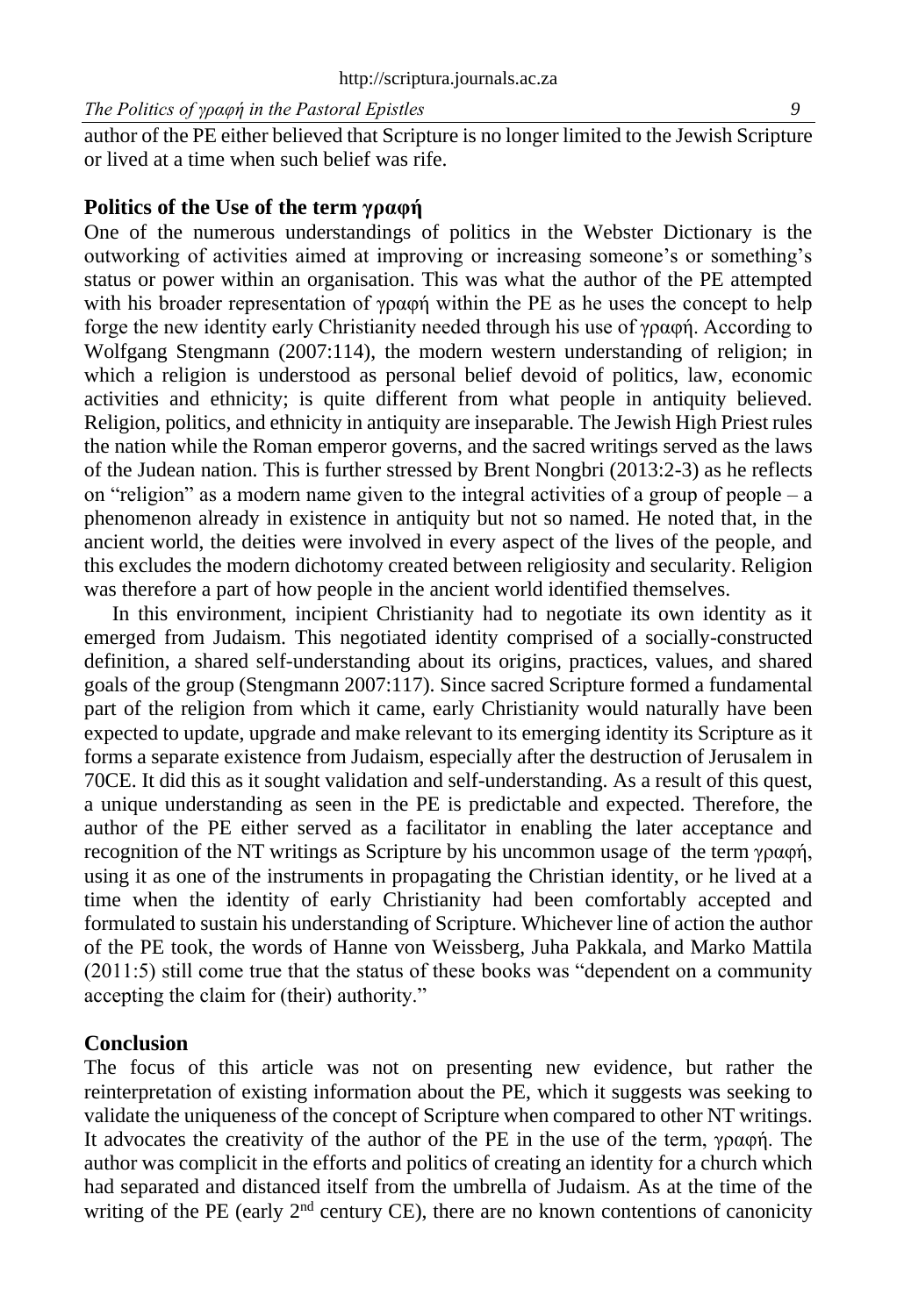author of the PE either believed that Scripture is no longer limited to the Jewish Scripture or lived at a time when such belief was rife.

## Politics of the Use of the term γραφή

One of the numerous understandings of politics in the Webster Dictionary is the outworking of activities aimed at improving or increasing someone's or something's status or power within an organisation. This was what the author of the PE attempted with his broader representation of γραφή within the PE as he uses the concept to help forge the new identity early Christianity needed through his use of γραφή. According to Wolfgang Stengmann (2007:114), the modern western understanding of religion; in which a religion is understood as personal belief devoid of politics, law, economic activities and ethnicity; is quite different from what people in antiquity believed. Religion, politics, and ethnicity in antiquity are inseparable. The Jewish High Priest rules the nation while the Roman emperor governs, and the sacred writings served as the laws of the Judean nation. This is further stressed by Brent Nongbri (2013:2-3) as he reflects on "religion" as a modern name given to the integral activities of a group of people – a phenomenon already in existence in antiquity but not so named. He noted that, in the ancient world, the deities were involved in every aspect of the lives of the people, and this excludes the modern dichotomy created between religiosity and secularity. Religion was therefore a part of how people in the ancient world identified themselves.

In this environment, incipient Christianity had to negotiate its own identity as it emerged from Judaism. This negotiated identity comprised of a socially-constructed definition, a shared self-understanding about its origins, practices, values, and shared goals of the group (Stengmann 2007:117). Since sacred Scripture formed a fundamental part of the religion from which it came, early Christianity would naturally have been expected to update, upgrade and make relevant to its emerging identity its Scripture as it forms a separate existence from Judaism, especially after the destruction of Jerusalem in 70CE. It did this as it sought validation and self-understanding. As a result of this quest, a unique understanding as seen in the PE is predictable and expected. Therefore, the author of the PE either served as a facilitator in enabling the later acceptance and recognition of the NT writings as Scripture by his uncommon usage of the term γραφή, using it as one of the instruments in propagating the Christian identity, or he lived at a time when the identity of early Christianity had been comfortably accepted and formulated to sustain his understanding of Scripture. Whichever line of action the author of the PE took, the words of Hanne von Weissberg, Juha Pakkala, and Marko Mattila (2011:5) still come true that the status of these books was "dependent on a community accepting the claim for (their) authority."

## Conclusion

The focus of this article was not on presenting new evidence, but rather the reinterpretation of existing information about the PE, which it suggests was seeking to validate the uniqueness of the concept of Scripture when compared to other NT writings. It advocates the creativity of the author of the PE in the use of the term, γραφή. The author was complicit in the efforts and politics of creating an identity for a church which had separated and distanced itself from the umbrella of Judaism. As at the time of the writing of the PE (early 2nd century CE), there are no known contentions of canonicity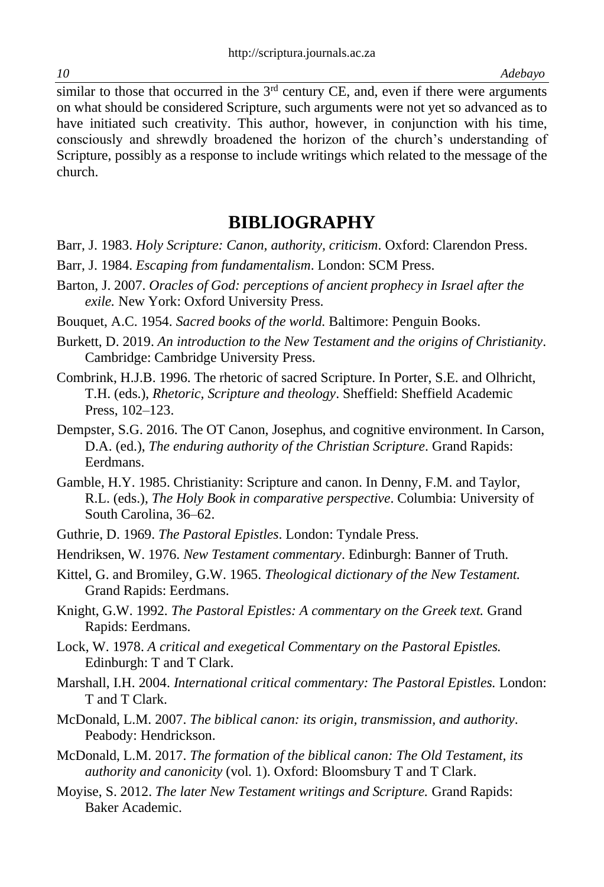similar to those that occurred in the 3rd century CE, and, even if there were arguments on what should be considered Scripture, such arguments were not yet so advanced as to have initiated such creativity. This author, however, in conjunction with his time, consciously and shrewdly broadened the horizon of the church's understanding of Scripture, possibly as a response to include writings which related to the message of the church.

## BIBLIOGRAPHY

Barr, J. 1983. *Holy Scripture: Canon, authority, criticism*. Oxford: Clarendon Press.

Barr, J. 1984. *Escaping from fundamentalism*. London: SCM Press.

Barton, J. 2007. *Oracles of God: perceptions of ancient prophecy in Israel after the exile.* New York: Oxford University Press.

Bouquet, A.C. 1954. *Sacred books of the world.* Baltimore: Penguin Books.

Burkett, D. 2019. *An introduction to the New Testament and the origins of Christianity*. Cambridge: Cambridge University Press.

Combrink, H.J.B. 1996. The rhetoric of sacred Scripture. In Porter, S.E. and Olhricht, T.H. (eds.), *Rhetoric, Scripture and theology*. Sheffield: Sheffield Academic Press, 102–123.

Dempster, S.G. 2016. The OT Canon, Josephus, and cognitive environment. In Carson, D.A. (ed.), *The enduring authority of the Christian Scripture*. Grand Rapids: Eerdmans.

Gamble, H.Y. 1985. Christianity: Scripture and canon. In Denny, F.M. and Taylor, R.L. (eds.), *The Holy Book in comparative perspective*. Columbia: University of South Carolina, 36–62.

Guthrie, D. 1969. *The Pastoral Epistles*. London: Tyndale Press.

Hendriksen, W. 1976. *New Testament commentary*. Edinburgh: Banner of Truth.

Kittel, G. and Bromiley, G.W. 1965. *Theological dictionary of the New Testament.* Grand Rapids: Eerdmans.

Knight, G.W. 1992. *The Pastoral Epistles: A commentary on the Greek text.* Grand Rapids: Eerdmans.

Lock, W. 1978. *A critical and exegetical Commentary on the Pastoral Epistles.* Edinburgh: T and T Clark.

Marshall, I.H. 2004. *International critical commentary: The Pastoral Epistles.* London: T and T Clark.

McDonald, L.M. 2007. *The biblical canon: its origin, transmission, and authority*. Peabody: Hendrickson.

McDonald, L.M. 2017. *The formation of the biblical canon: The Old Testament, its authority and canonicity* (vol. 1). Oxford: Bloomsbury T and T Clark.

Moyise, S. 2012. *The later New Testament writings and Scripture.* Grand Rapids: Baker Academic.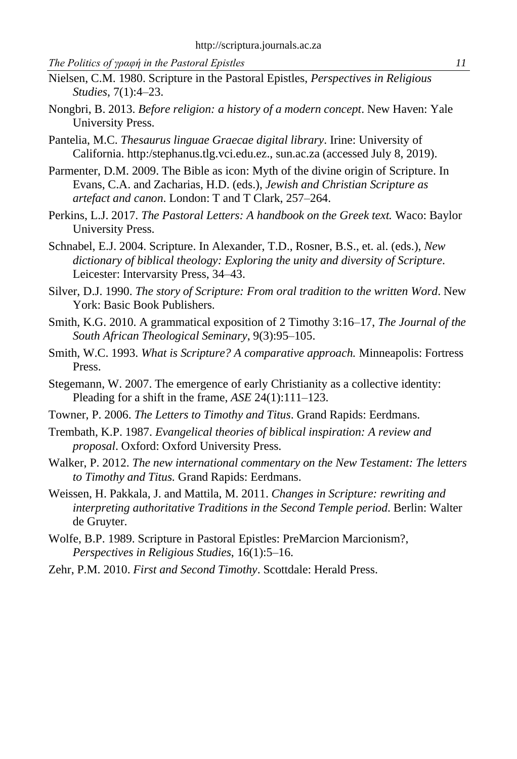Nielsen, C.M. 1980. Scripture in the Pastoral Epistles, *Perspectives in Religious Studies*, 7(1):4–23.

Nongbri, B. 2013. *Before religion: a history of a modern concept*. New Haven: Yale University Press.

Pantelia, M.C. *Thesaurus linguae Graecae digital library*. Irine: University of California. http:/stephanus.tlg.vci.edu.ez., sun.ac.za (accessed July 8, 2019).

Parmenter, D.M. 2009. The Bible as icon: Myth of the divine origin of Scripture. In Evans, C.A. and Zacharias, H.D. (eds.), *Jewish and Christian Scripture as artefact and canon*. London: T and T Clark, 257–264.

Perkins, L.J. 2017. *The Pastoral Letters: A handbook on the Greek text.* Waco: Baylor University Press.

Schnabel, E.J. 2004. Scripture. In Alexander, T.D., Rosner, B.S., et. al. (eds.), *New dictionary of biblical theology: Exploring the unity and diversity of Scripture*. Leicester: Intervarsity Press, 34–43.

Silver, D.J. 1990. *The story of Scripture: From oral tradition to the written Word*. New York: Basic Book Publishers.

Smith, K.G. 2010. A grammatical exposition of 2 Timothy 3:16–17, *The Journal of the South African Theological Seminary*, 9(3):95–105.

Smith, W.C. 1993. *What is Scripture? A comparative approach.* Minneapolis: Fortress Press.

Stegemann, W. 2007. The emergence of early Christianity as a collective identity: Pleading for a shift in the frame, *ASE* 24(1):111–123.

Towner, P. 2006. *The Letters to Timothy and Titus*. Grand Rapids: Eerdmans.

Trembath, K.P. 1987. *Evangelical theories of biblical inspiration: A review and proposal*. Oxford: Oxford University Press.

Walker, P. 2012. *The new international commentary on the New Testament: The letters to Timothy and Titus.* Grand Rapids: Eerdmans.

Weissen, H. Pakkala, J. and Mattila, M. 2011. *Changes in Scripture: rewriting and interpreting authoritative Traditions in the Second Temple period*. Berlin: Walter de Gruyter.

Wolfe, B.P. 1989. Scripture in Pastoral Epistles: PreMarcion Marcionism?, *Perspectives in Religious Studies*, 16(1):5–16.

Zehr, P.M. 2010. *First and Second Timothy*. Scottdale: Herald Press.